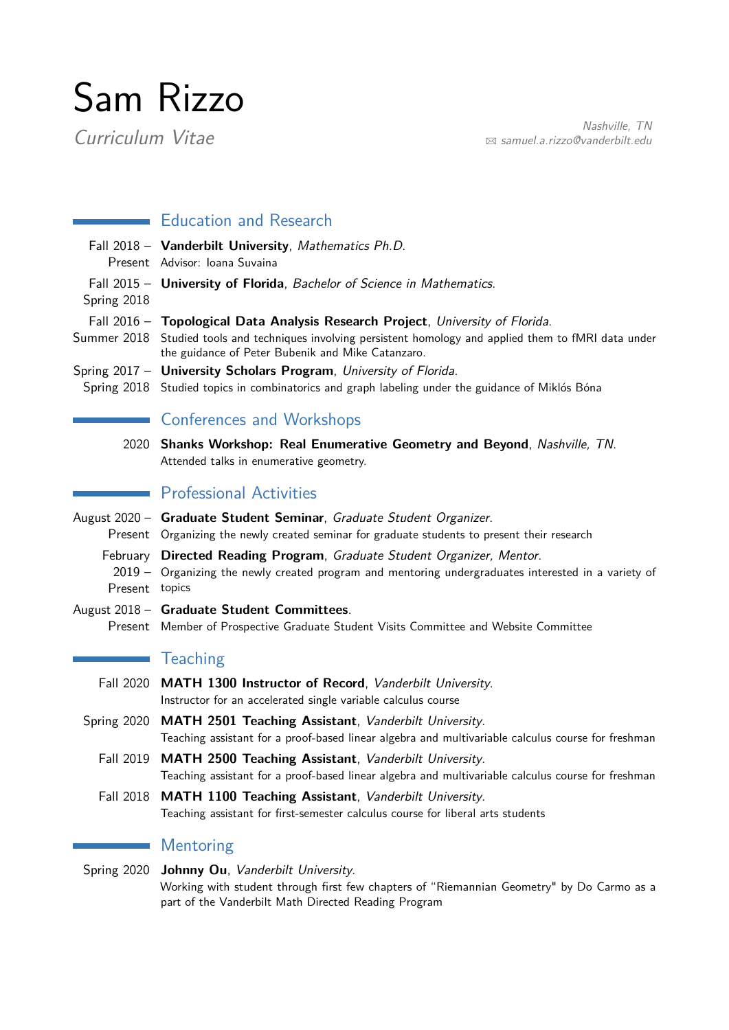# Sam Rizzo

*Curriculum Vitae*

*Nashville, TN*
*samuel.a.rizzo@vanderbilt.edu*

## Education and Research

Fall 2018 – Present
**Vanderbilt University**, *Mathematics Ph.D.*
Advisor: Ioana Suvaina

Fall 2015 – Spring 2018
**University of Florida**, *Bachelor of Science in Mathematics*.

Fall 2016 – Summer 2018
**Topological Data Analysis Research Project**, *University of Florida*.
Studied tools and techniques involving persistent homology and applied them to fMRI data under the guidance of Peter Bubenik and Mike Catanzaro.

Spring 2017 – Spring 2018
**University Scholars Program**, *University of Florida*.
Studied topics in combinatorics and graph labeling under the guidance of Miklós Bóna

## Conferences and Workshops

2020
**Shanks Workshop: Real Enumerative Geometry and Beyond**, *Nashville, TN*.
Attended talks in enumerative geometry.

## Professional Activities

August 2020 – Present
**Graduate Student Seminar**, *Graduate Student Organizer*.
Organizing the newly created seminar for graduate students to present their research

February 2019 – Present
**Directed Reading Program**, *Graduate Student Organizer, Mentor*.
Organizing the newly created program and mentoring undergraduates interested in a variety of topics

August 2018 – Present
**Graduate Student Committees**.
Member of Prospective Graduate Student Visits Committee and Website Committee

## Teaching

Fall 2020
**MATH 1300 Instructor of Record**, *Vanderbilt University*.
Instructor for an accelerated single variable calculus course

Spring 2020
**MATH 2501 Teaching Assistant**, *Vanderbilt University*.
Teaching assistant for a proof-based linear algebra and multivariable calculus course for freshman

Fall 2019
**MATH 2500 Teaching Assistant**, *Vanderbilt University*.
Teaching assistant for a proof-based linear algebra and multivariable calculus course for freshman

Fall 2018
**MATH 1100 Teaching Assistant**, *Vanderbilt University*.
Teaching assistant for first-semester calculus course for liberal arts students

## Mentoring

Spring 2020
**Johnny Ou**, *Vanderbilt University*.
Working with student through first few chapters of "Riemannian Geometry" by Do Carmo as a part of the Vanderbilt Math Directed Reading Program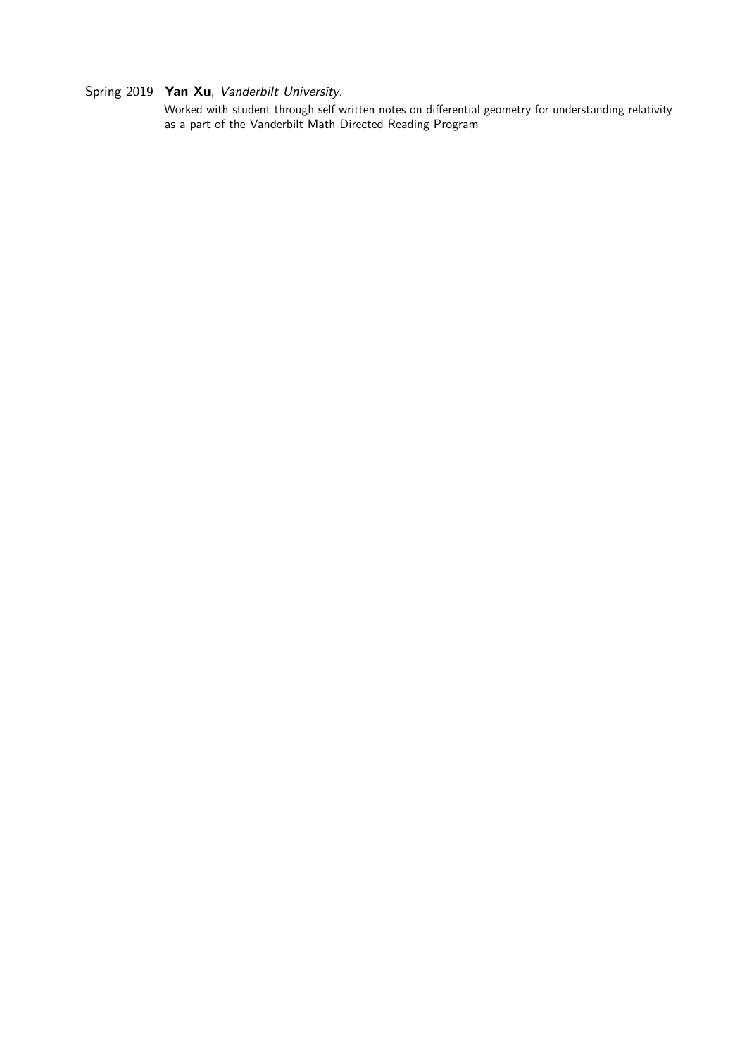Spring 2019 **Yan Xu**, *Vanderbilt University*.

Worked with student through self written notes on differential geometry for understanding relativity as a part of the Vanderbilt Math Directed Reading Program